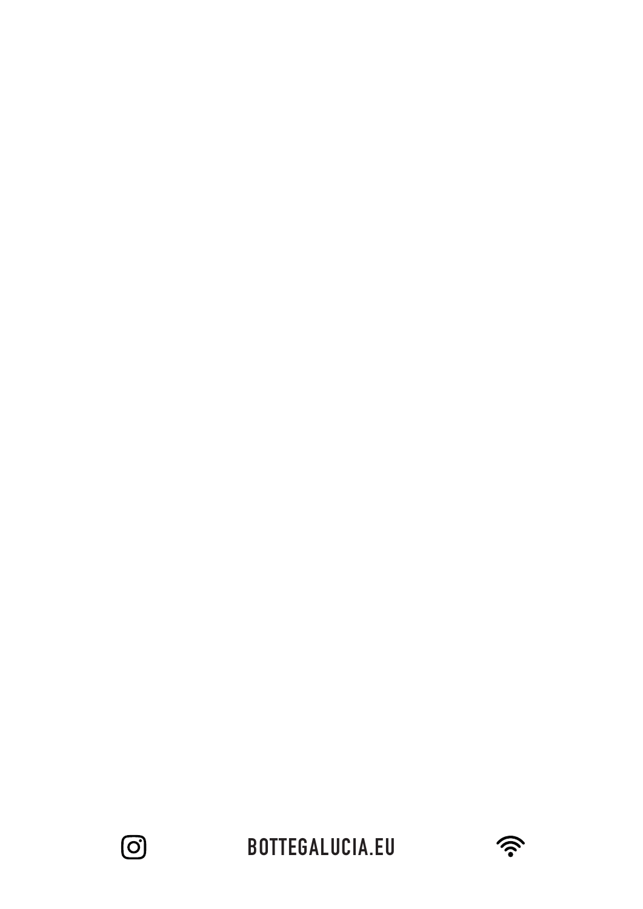BOTTEGALUCIA.EU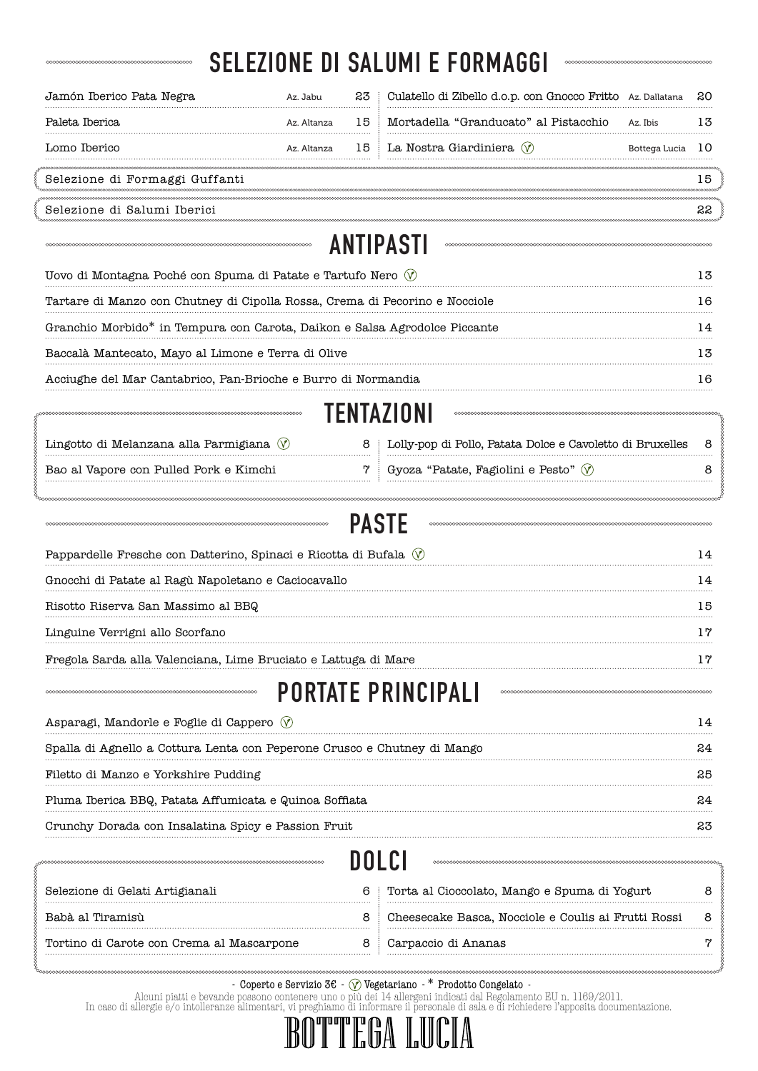## SELEZIONE DI SALUMI E FORMAGGI

| Piatto | Produttore | Prezzo |
|---|---|---|
| Jamón Iberico Pata Negra | Az. Jabu | 23 |
| Paleta Iberica | Az. Altanza | 15 |
| Lomo Iberico | Az. Altanza | 15 |
| Culatello di Zibello d.o.p. con Gnocco Fritto | Az. Dallatana | 20 |
| Mortadella "Granducato" al Pistacchio | Az. Ibis | 13 |
| La Nostra Giardiniera (V) | Bottega Lucia | 10 |

Selezione di Formaggi Guffanti 15

Selezione di Salumi Iberici 22

## ANTIPASTI

Uovo di Montagna Poché con Spuma di Patate e Tartufo Nero (V) 13

Tartare di Manzo con Chutney di Cipolla Rossa, Crema di Pecorino e Nocciole 16

Granchio Morbido* in Tempura con Carota, Daikon e Salsa Agrodolce Piccante 14

Baccalà Mantecato, Mayo al Limone e Terra di Olive 13

Acciughe del Mar Cantabrico, Pan-Brioche e Burro di Normandia 16

## TENTAZIONI

Lingotto di Melanzana alla Parmigiana (V) 8

Bao al Vapore con Pulled Pork e Kimchi 7

Lolly-pop di Pollo, Patata Dolce e Cavoletto di Bruxelles 8

Gyoza "Patate, Fagiolini e Pesto" (V) 8

## PASTE

Pappardelle Fresche con Datterino, Spinaci e Ricotta di Bufala (V) 14

Gnocchi di Patate al Ragù Napoletano e Caciocavallo 14

Risotto Riserva San Massimo al BBQ 15

Linguine Verrigni allo Scorfano 17

Fregola Sarda alla Valenciana, Lime Bruciato e Lattuga di Mare 17

## PORTATE PRINCIPALI

Asparagi, Mandorle e Foglie di Cappero (V) 14

Spalla di Agnello a Cottura Lenta con Peperone Crusco e Chutney di Mango 24

Filetto di Manzo e Yorkshire Pudding 25

Pluma Iberica BBQ, Patata Affumicata e Quinoa Soffiata 24

Crunchy Dorada con Insalatina Spicy e Passion Fruit 23

## DOLCI

Selezione di Gelati Artigianali 6

Babà al Tiramisù 8

Tortino di Carote con Crema al Mascarpone 8

Torta al Cioccolato, Mango e Spuma di Yogurt 8

Cheesecake Basca, Nocciole e Coulis ai Frutti Rossi 8

Carpaccio di Ananas 7

- Coperto e Servizio 3€ - (V) Vegetariano - * Prodotto Congelato -

Alcuni piatti e bevande possono contenere uno o più dei 14 allergeni indicati dal Regolamento EU n. 1169/2011.
In caso di allergie e/o intolleranze alimentari, vi preghiamo di informare il personale di sala e di richiedere l'apposita documentazione.

BOTTEGA LUCIA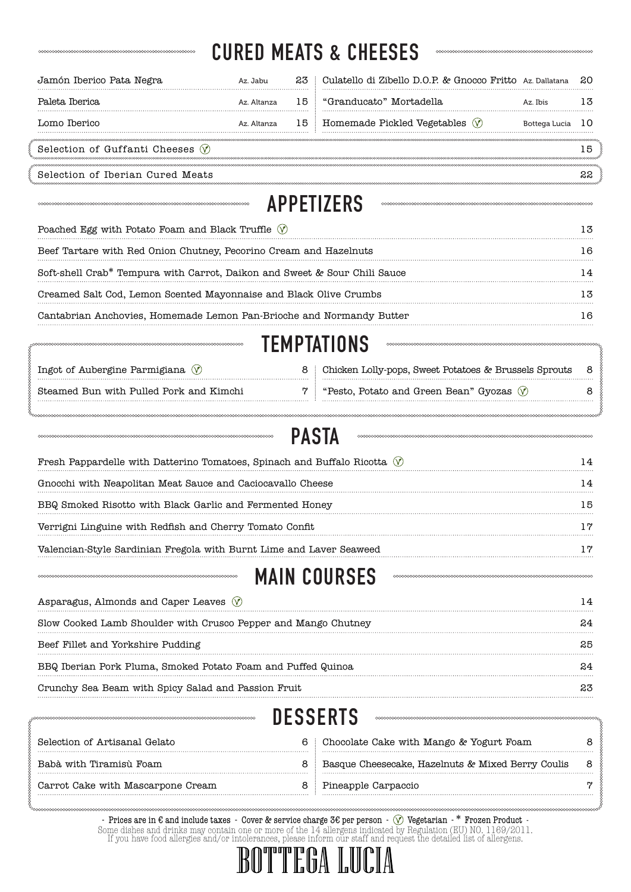## CURED MEATS & CHEESES

| | | |
|---|---|---|
| Jamón Iberico Pata Negra | Az. Jabu | 23 |
| Paleta Iberica | Az. Altanza | 15 |
| Lomo Iberico | Az. Altanza | 15 |
| Culatello di Zibello D.O.P. & Gnocco Fritto | Az. Dallatana | 20 |
| "Granducato" Mortadella | Az. Ibis | 13 |
| Homemade Pickled Vegetables (V) | Bottega Lucia | 10 |

| | |
|---|---|
| Selection of Guffanti Cheeses (V) | 15 |
| Selection of Iberian Cured Meats | 22 |

## APPETIZERS

| | |
|---|---|
| Poached Egg with Potato Foam and Black Truffle (V) | 13 |
| Beef Tartare with Red Onion Chutney, Pecorino Cream and Hazelnuts | 16 |
| Soft-shell Crab* Tempura with Carrot, Daikon and Sweet & Sour Chili Sauce | 14 |
| Creamed Salt Cod, Lemon Scented Mayonnaise and Black Olive Crumbs | 13 |
| Cantabrian Anchovies, Homemade Lemon Pan-Brioche and Normandy Butter | 16 |

## TEMPTATIONS

| | |
|---|---|
| Ingot of Aubergine Parmigiana (V) | 8 |
| Steamed Bun with Pulled Pork and Kimchi | 7 |
| Chicken Lolly-pops, Sweet Potatoes & Brussels Sprouts | 8 |
| "Pesto, Potato and Green Bean" Gyozas (V) | 8 |

## PASTA

| | |
|---|---|
| Fresh Pappardelle with Datterino Tomatoes, Spinach and Buffalo Ricotta (V) | 14 |
| Gnocchi with Neapolitan Meat Sauce and Caciocavallo Cheese | 14 |
| BBQ Smoked Risotto with Black Garlic and Fermented Honey | 15 |
| Verrigni Linguine with Redfish and Cherry Tomato Confit | 17 |
| Valencian-Style Sardinian Fregola with Burnt Lime and Laver Seaweed | 17 |

## MAIN COURSES

| | |
|---|---|
| Asparagus, Almonds and Caper Leaves (V) | 14 |
| Slow Cooked Lamb Shoulder with Crusco Pepper and Mango Chutney | 24 |
| Beef Fillet and Yorkshire Pudding | 25 |
| BBQ Iberian Pork Pluma, Smoked Potato Foam and Puffed Quinoa | 24 |
| Crunchy Sea Beam with Spicy Salad and Passion Fruit | 23 |

## DESSERTS

| | |
|---|---|
| Selection of Artisanal Gelato | 6 |
| Babà with Tiramisù Foam | 8 |
| Carrot Cake with Mascarpone Cream | 8 |
| Chocolate Cake with Mango & Yogurt Foam | 8 |
| Basque Cheesecake, Hazelnuts & Mixed Berry Coulis | 8 |
| Pineapple Carpaccio | 7 |

- Prices are in € and include taxes - Cover & service charge 3€ per person - (V) Vegetarian - * Frozen Product -

Some dishes and drinks may contain one or more of the 14 allergens indicated by Regulation (EU) NO. 1169/2011.
If you have food allergies and/or intolerances, please inform our staff and request the detailed list of allergens.

# BOTTEGA LUCIA